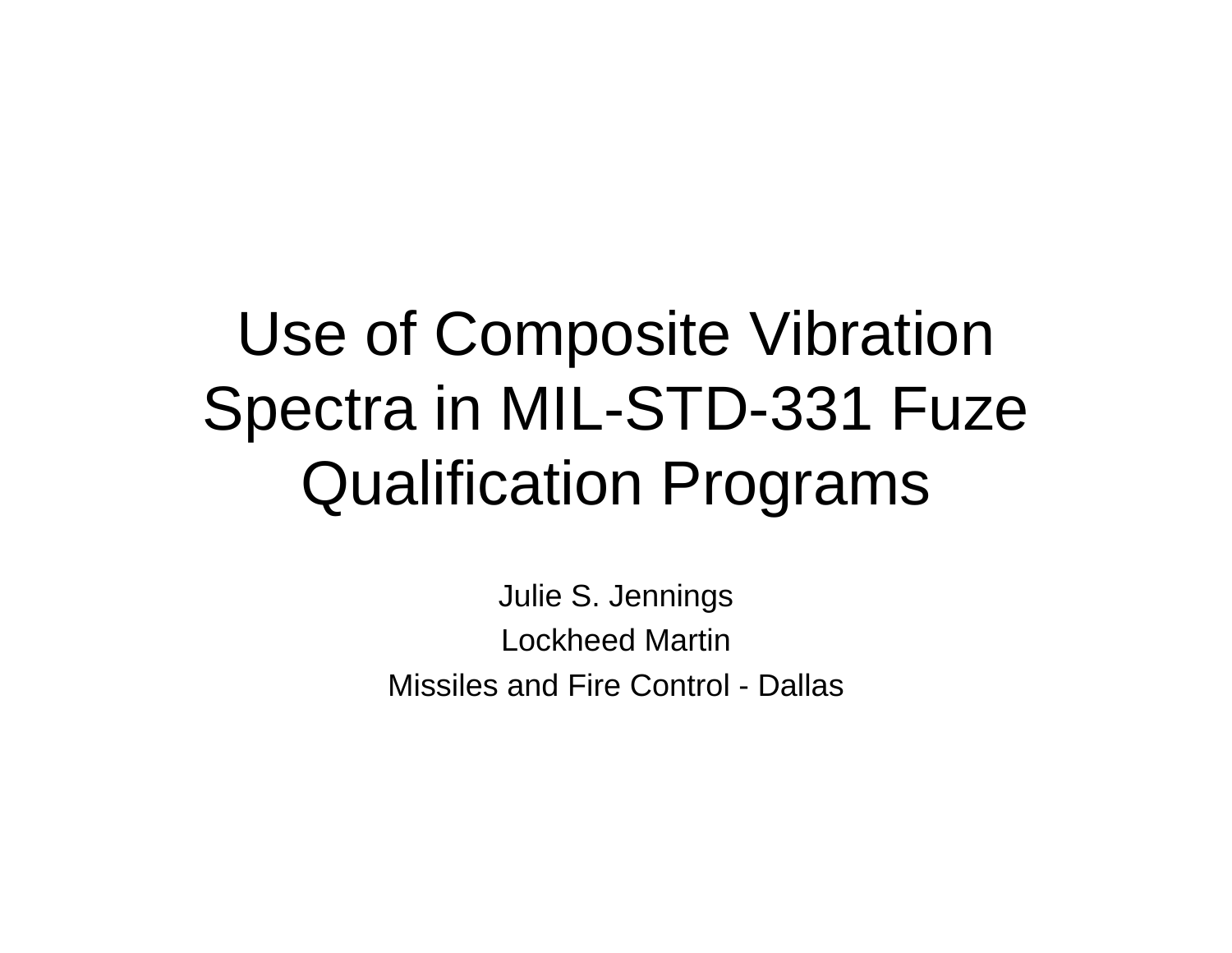# Use of Composite Vibration Spectra in MIL-STD-331 Fuze Qualification Programs

Julie S. Jennings

Lockheed Martin

Missiles and Fire Control - Dallas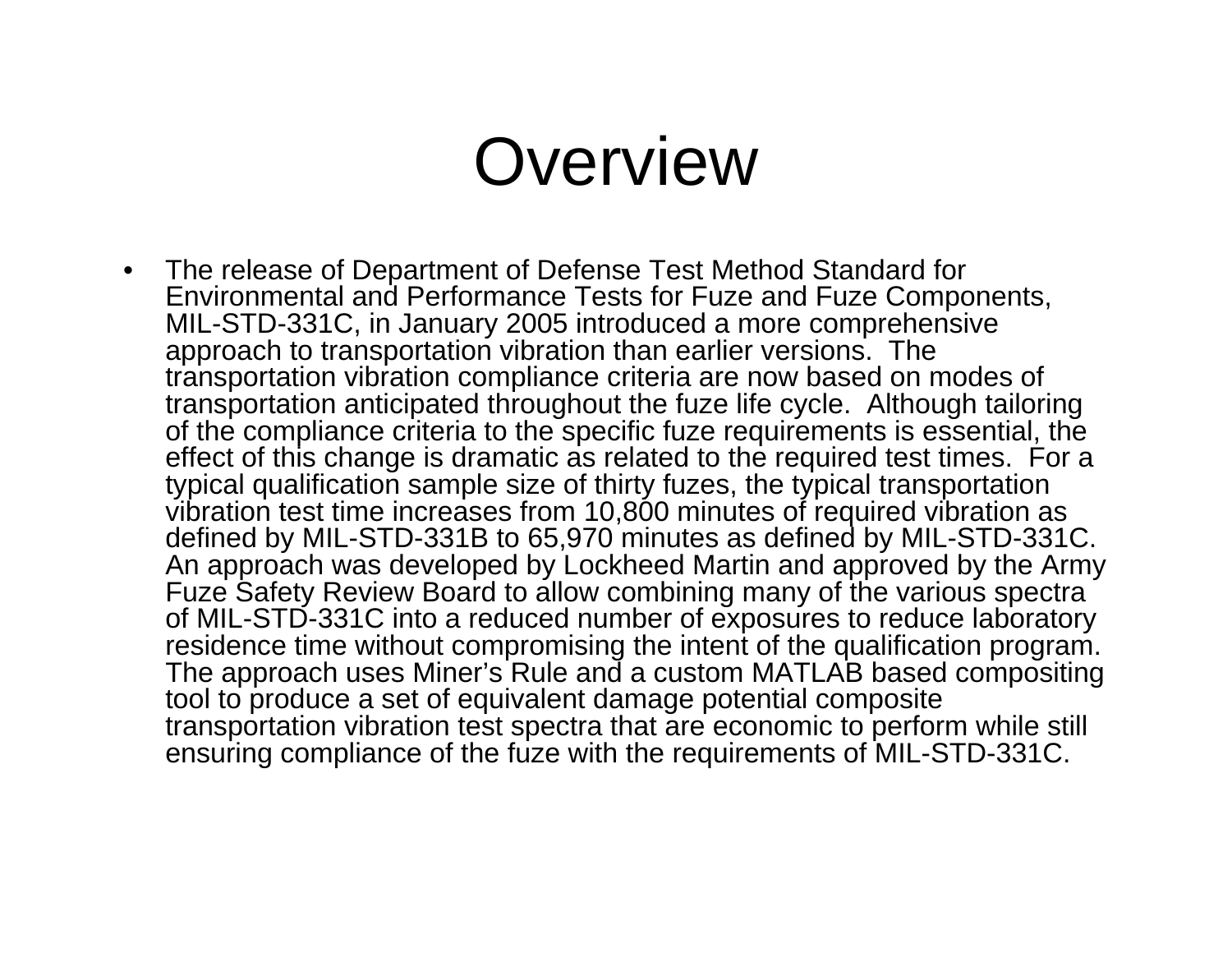# Overview

- The release of Department of Defense Test Method Standard for Environmental and Performance Tests for Fuze and Fuze Components, MIL-STD-331C, in January 2005 introduced a more comprehensive approach to transportation vibration than earlier versions. The transportation vibration compliance criteria are now based on modes of transportation anticipated throughout the fuze life cycle. Although tailoring of the compliance criteria to the specific fuze requirements is essential, the effect of this change is dramatic as related to the required test times. For a typical qualification sample size of thirty fuzes, the typical transportation vibration test time increases from 10,800 minutes of required vibration as defined by MIL-STD-331B to 65,970 minutes as defined by MIL-STD-331C. An approach was developed by Lockheed Martin and approved by the Army Fuze Safety Review Board to allow combining many of the various spectra of MIL-STD-331C into a reduced number of exposures to reduce laboratory residence time without compromising the intent of the qualification program. The approach uses Miner's Rule and a custom MATLAB based compositing tool to produce a set of equivalent damage potential composite transportation vibration test spectra that are economic to perform while still ensuring compliance of the fuze with the requirements of MIL-STD-331C.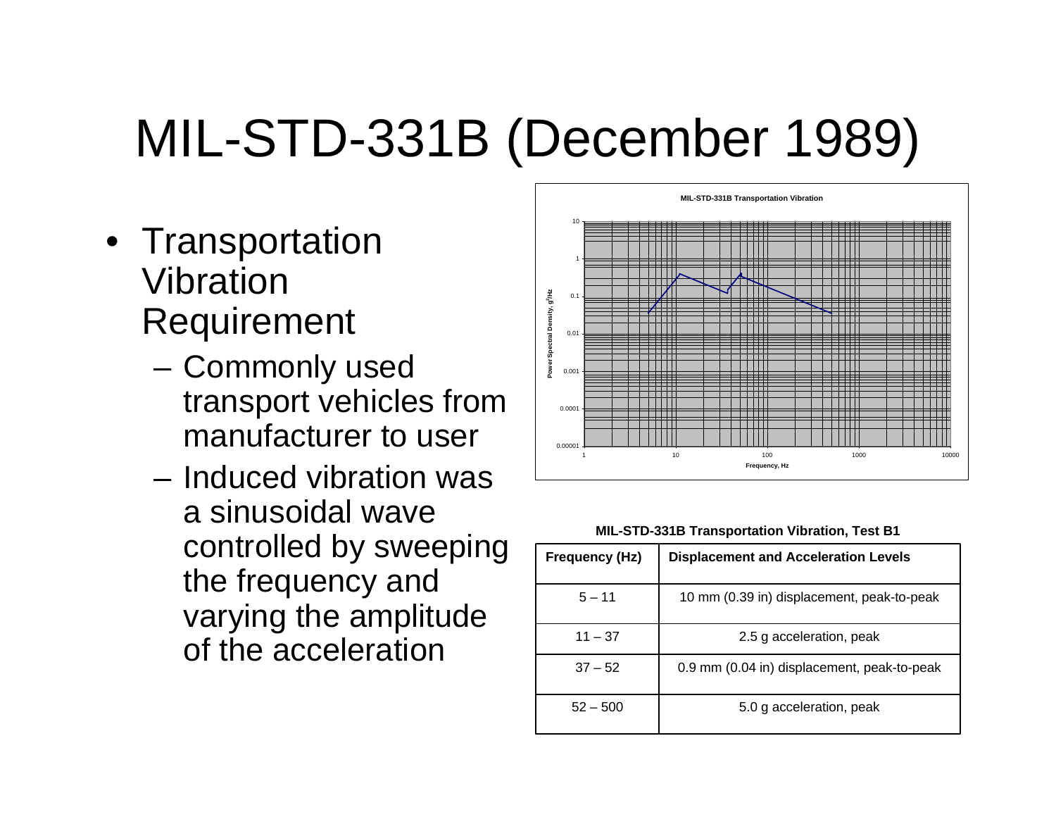# MIL-STD-331B (December 1989)

- Transportation Vibration Requirement
  - Commonly used transport vehicles from manufacturer to user
  - Induced vibration was a sinusoidal wave controlled by sweeping the frequency and varying the amplitude of the acceleration

**MIL-STD-331B Transportation Vibration, Test B1**

| Frequency (Hz) | Displacement and Acceleration Levels |
|---|---|
| 5 – 11 | 10 mm (0.39 in) displacement, peak-to-peak |
| 11 – 37 | 2.5 g acceleration, peak |
| 37 – 52 | 0.9 mm (0.04 in) displacement, peak-to-peak |
| 52 – 500 | 5.0 g acceleration, peak |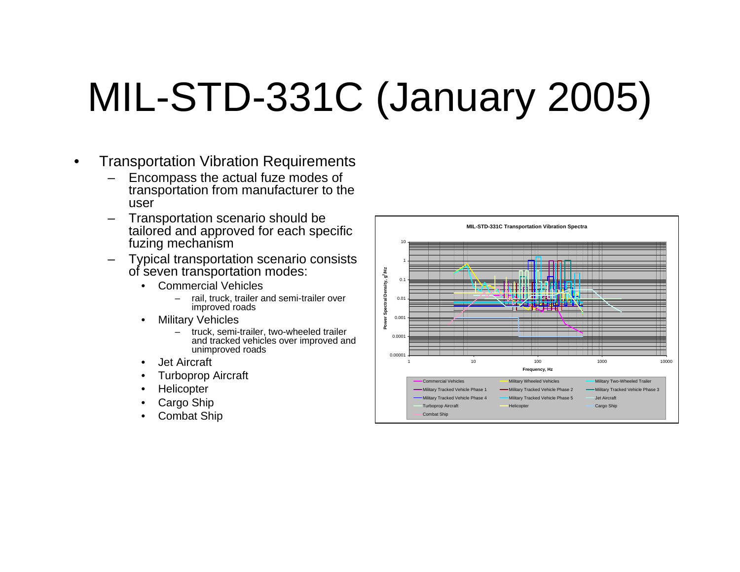# MIL-STD-331C (January 2005)

- Transportation Vibration Requirements
  - Encompass the actual fuze modes of transportation from manufacturer to the user
  - Transportation scenario should be tailored and approved for each specific fuzing mechanism
  - Typical transportation scenario consists of seven transportation modes:
    - Commercial Vehicles
      - rail, truck, trailer and semi-trailer over improved roads
    - Military Vehicles
      - truck, semi-trailer, two-wheeled trailer and tracked vehicles over improved and unimproved roads
    - Jet Aircraft
    - Turboprop Aircraft
    - Helicopter
    - Cargo Ship
    - Combat Ship

MIL-STD-331C Transportation Vibration Spectra

Power Spectral Density, $g^2$/Hz vs. Frequency, Hz

Legend: Commercial Vehicles; Military Wheeled Vehicles; Military Two-Wheeled Trailer; Military Tracked Vehicle Phase 1; Military Tracked Vehicle Phase 2; Military Tracked Vehicle Phase 3; Military Tracked Vehicle Phase 4; Military Tracked Vehicle Phase 5; Jet Aircraft; Turboprop Aircraft; Helicopter; Cargo Ship; Combat Ship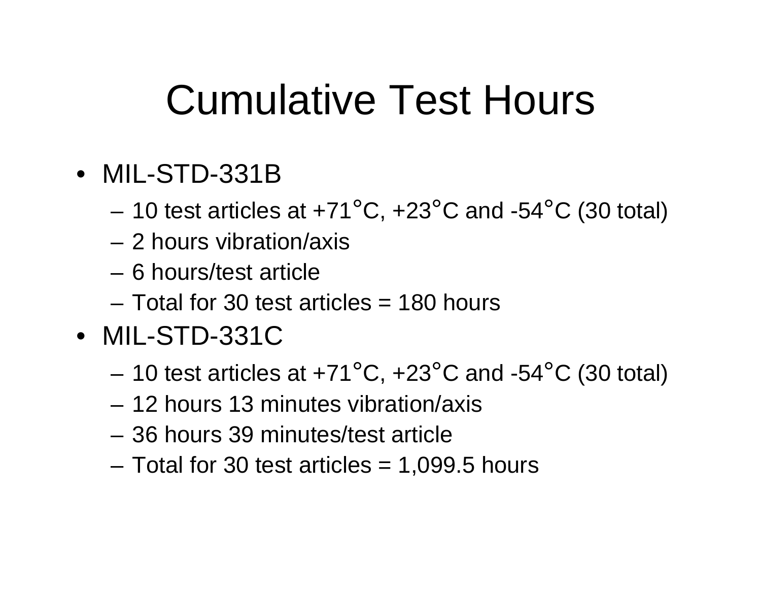# Cumulative Test Hours

- MIL-STD-331B
  - 10 test articles at +71°C, +23°C and -54°C (30 total)
  - 2 hours vibration/axis
  - 6 hours/test article
  - Total for 30 test articles = 180 hours
- MIL-STD-331C
  - 10 test articles at +71°C, +23°C and -54°C (30 total)
  - 12 hours 13 minutes vibration/axis
  - 36 hours 39 minutes/test article
  - Total for 30 test articles = 1,099.5 hours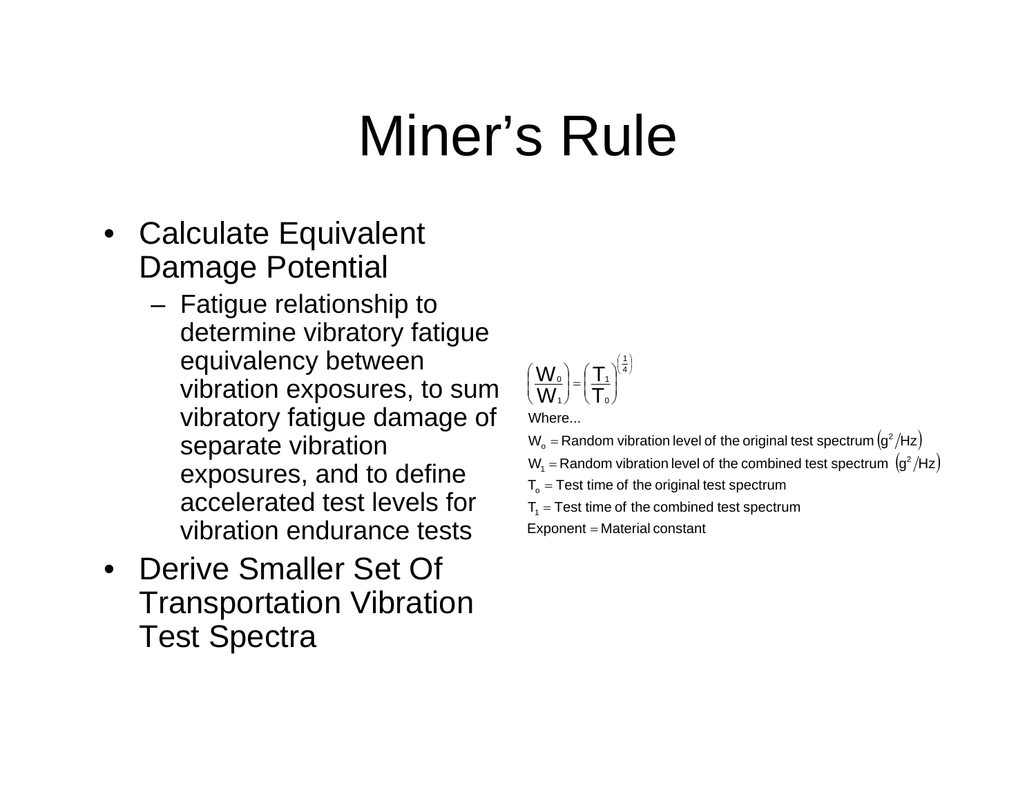# Miner's Rule

- Calculate Equivalent Damage Potential
  - Fatigue relationship to determine vibratory fatigue equivalency between vibration exposures, to sum vibratory fatigue damage of separate vibration exposures, and to define accelerated test levels for vibration endurance tests
- Derive Smaller Set Of Transportation Vibration Test Spectra

$$\left(\frac{W_0}{W_1}\right) = \left(\frac{T_1}{T_0}\right)^{\left(\frac{1}{4}\right)}$$

Where...

$W_o$ = Random vibration level of the original test spectrum $\left(g^2/Hz\right)$

$W_1$ = Random vibration level of the combined test spectrum $\left(g^2/Hz\right)$

$T_o$ = Test time of the original test spectrum

$T_1$ = Test time of the combined test spectrum

Exponent = Material constant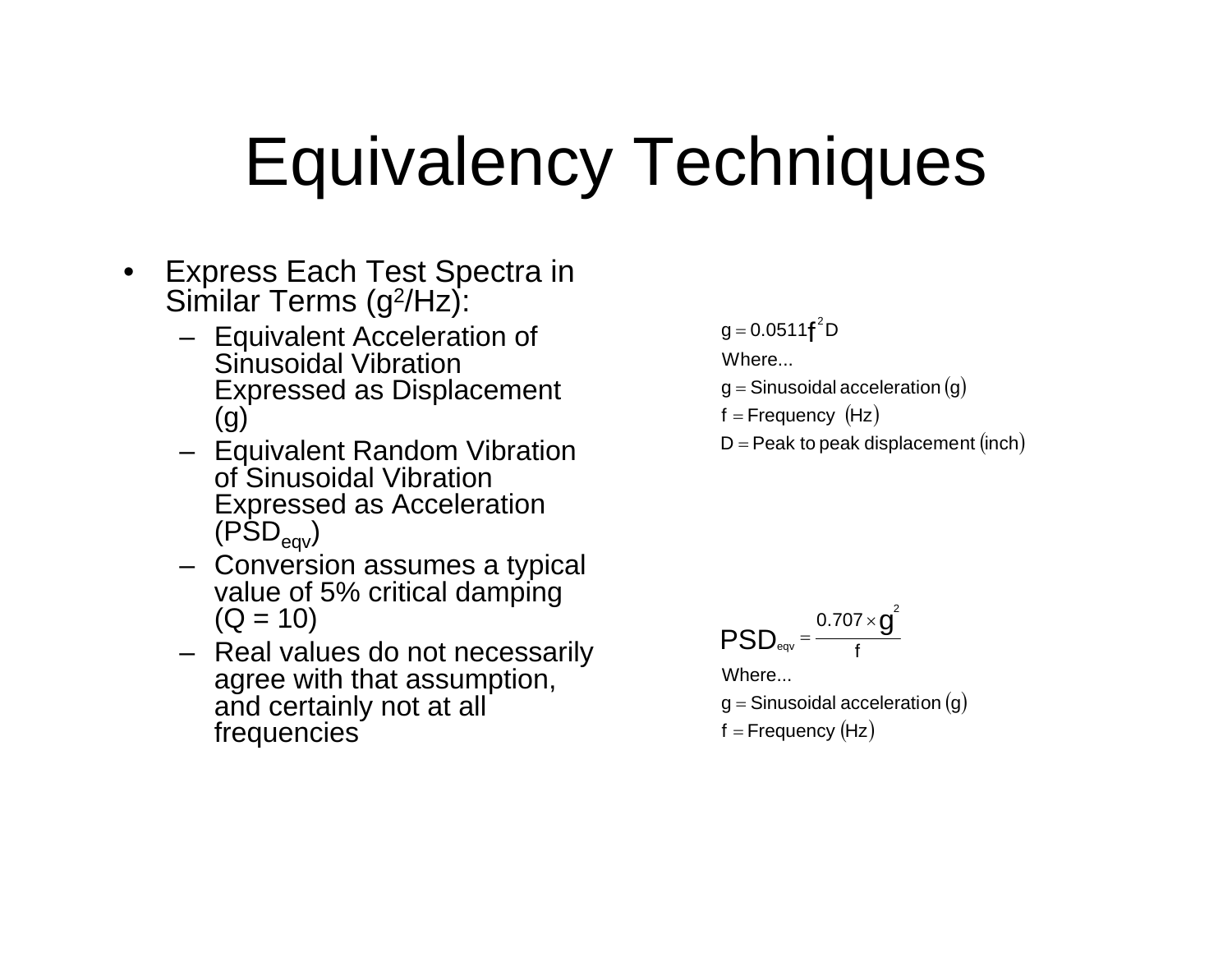# Equivalency Techniques

- Express Each Test Spectra in Similar Terms ($g^2$/Hz):
  - Equivalent Acceleration of Sinusoidal Vibration Expressed as Displacement (g)
  - Equivalent Random Vibration of Sinusoidal Vibration Expressed as Acceleration ($PSD_{eqv}$)
  - Conversion assumes a typical value of 5% critical damping (Q = 10)
  - Real values do not necessarily agree with that assumption, and certainly not at all frequencies

$$g = 0.0511 f^2 D$$

Where...

$g$ = Sinusoidal acceleration (g)

$f$ = Frequency (Hz)

$D$ = Peak to peak displacement (inch)

$$PSD_{eqv} = \frac{0.707 \times g^2}{f}$$

Where...

$g$ = Sinusoidal acceleration (g)

$f$ = Frequency (Hz)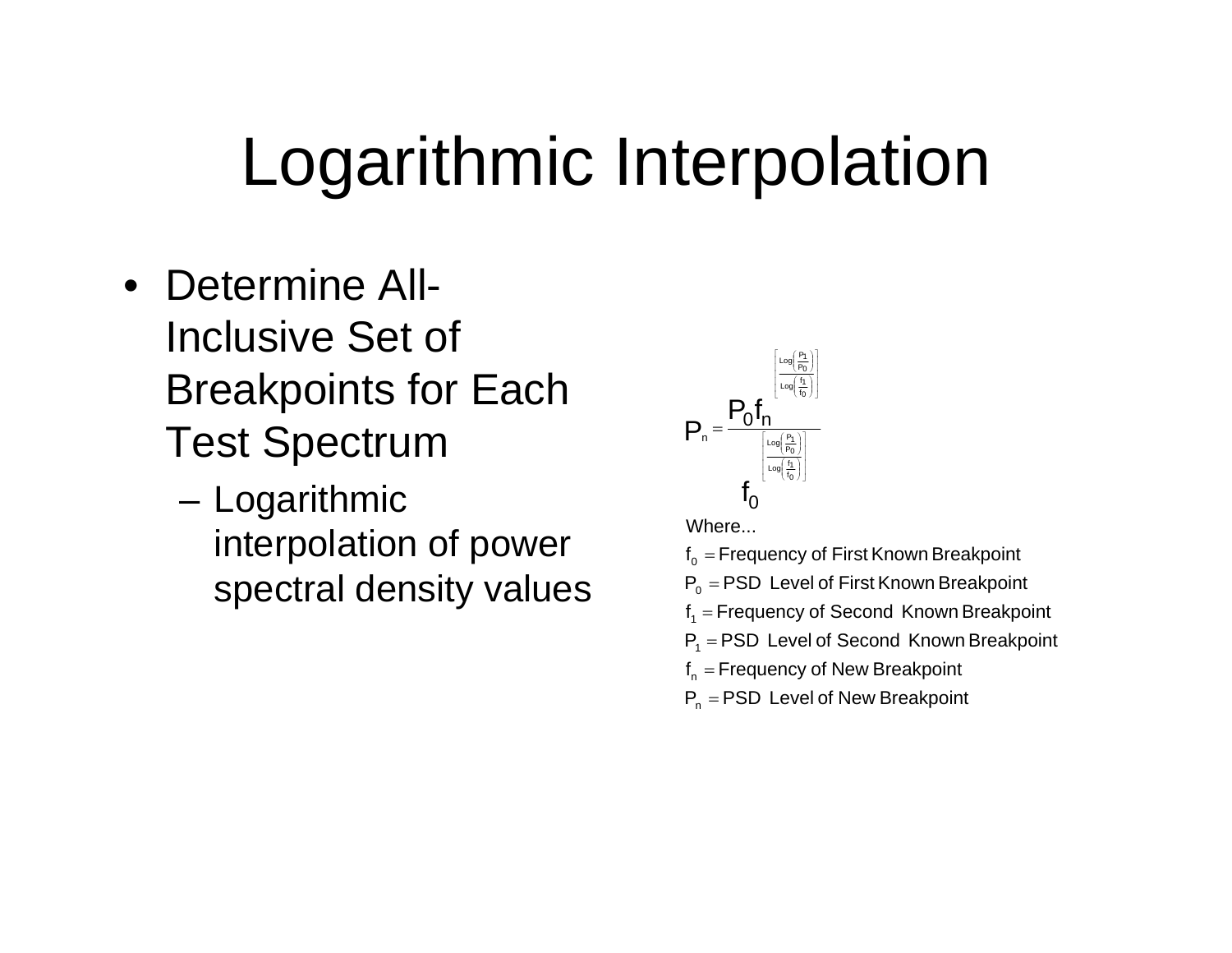# Logarithmic Interpolation

- Determine All-Inclusive Set of Breakpoints for Each Test Spectrum
  - Logarithmic interpolation of power spectral density values

$$P_n = \frac{P_0 f_n^{\left[\frac{\text{Log}\left(\frac{P_1}{P_0}\right)}{\text{Log}\left(\frac{f_1}{f_0}\right)}\right]}}{f_0^{\left[\frac{\text{Log}\left(\frac{P_1}{P_0}\right)}{\text{Log}\left(\frac{f_1}{f_0}\right)}\right]}}$$

Where...

$f_0$ = Frequency of First Known Breakpoint

$P_0$ = PSD Level of First Known Breakpoint

$f_1$ = Frequency of Second Known Breakpoint

$P_1$ = PSD Level of Second Known Breakpoint

$f_n$ = Frequency of New Breakpoint

$P_n$ = PSD Level of New Breakpoint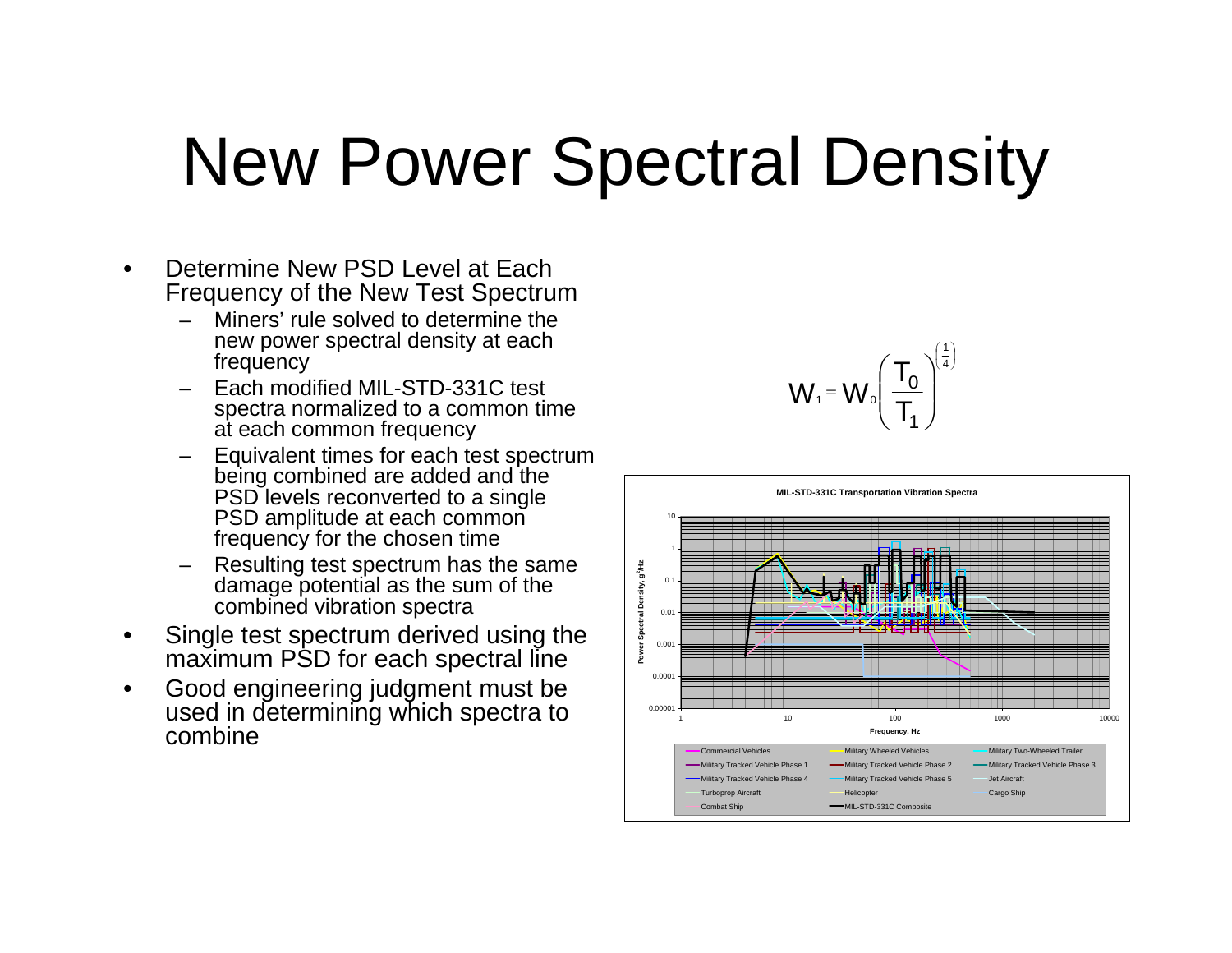# New Power Spectral Density

- Determine New PSD Level at Each Frequency of the New Test Spectrum
  - Miners' rule solved to determine the new power spectral density at each frequency
  - Each modified MIL-STD-331C test spectra normalized to a common time at each common frequency
  - Equivalent times for each test spectrum being combined are added and the PSD levels reconverted to a single PSD amplitude at each common frequency for the chosen time
  - Resulting test spectrum has the same damage potential as the sum of the combined vibration spectra
- Single test spectrum derived using the maximum PSD for each spectral line
- Good engineering judgment must be used in determining which spectra to combine

$$W_1 = W_0 \left( \frac{T_0}{T_1} \right)^{\left( \frac{1}{4} \right)}$$

**MIL-STD-331C Transportation Vibration Spectra**

Power Spectral Density, $g^2$/Hz (0.00001 – 10) vs. Frequency, Hz (1 – 10000)

Legend: Commercial Vehicles; Military Wheeled Vehicles; Military Two-Wheeled Trailer; Military Tracked Vehicle Phase 1; Military Tracked Vehicle Phase 2; Military Tracked Vehicle Phase 3; Military Tracked Vehicle Phase 4; Military Tracked Vehicle Phase 5; Jet Aircraft; Turboprop Aircraft; Helicopter; Cargo Ship; Combat Ship; MIL-STD-331C Composite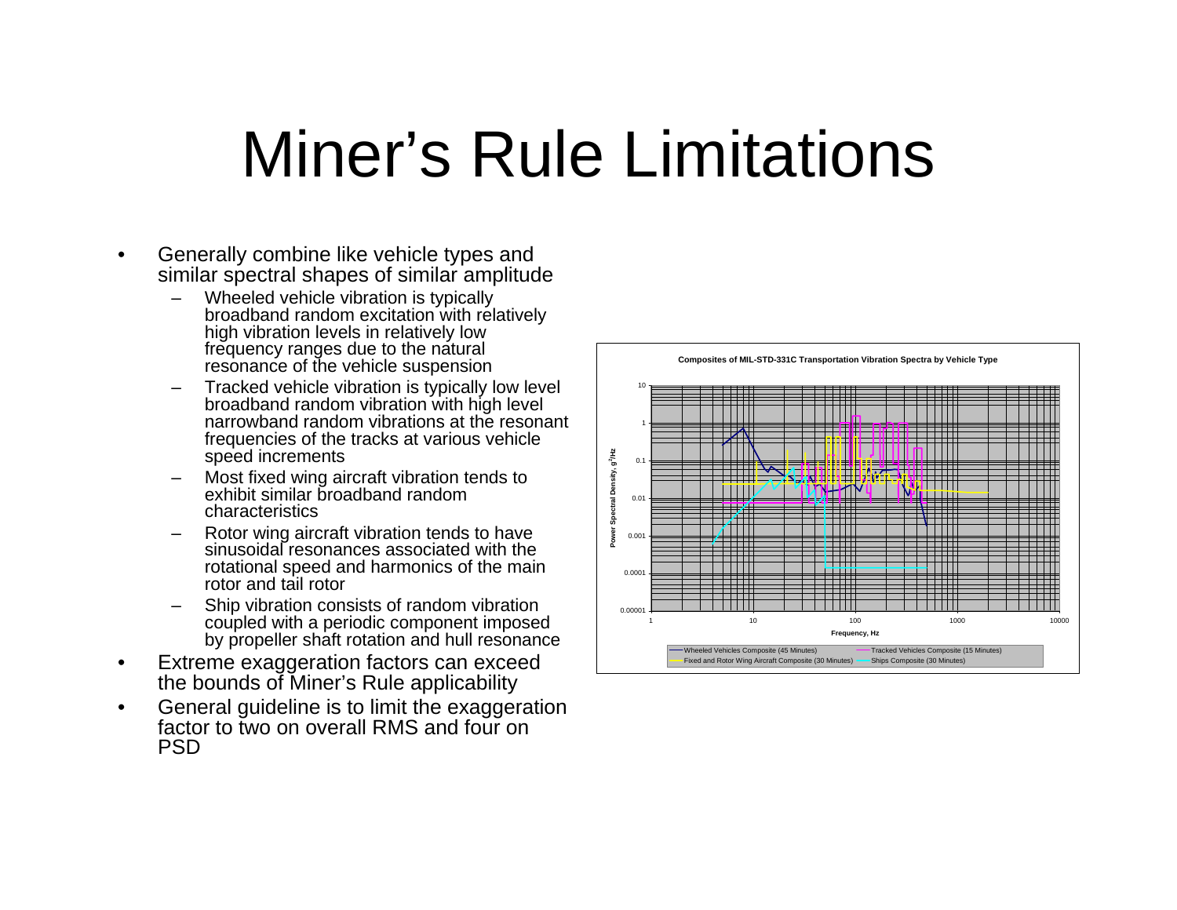# Miner's Rule Limitations

- Generally combine like vehicle types and similar spectral shapes of similar amplitude
  - Wheeled vehicle vibration is typically broadband random excitation with relatively high vibration levels in relatively low frequency ranges due to the natural resonance of the vehicle suspension
  - Tracked vehicle vibration is typically low level broadband random vibration with high level narrowband random vibrations at the resonant frequencies of the tracks at various vehicle speed increments
  - Most fixed wing aircraft vibration tends to exhibit similar broadband random characteristics
  - Rotor wing aircraft vibration tends to have sinusoidal resonances associated with the rotational speed and harmonics of the main rotor and tail rotor
  - Ship vibration consists of random vibration coupled with a periodic component imposed by propeller shaft rotation and hull resonance
- Extreme exaggeration factors can exceed the bounds of Miner's Rule applicability
- General guideline is to limit the exaggeration factor to two on overall RMS and four on PSD

Composites of MIL-STD-331C Transportation Vibration Spectra by Vehicle Type

Legend: Wheeled Vehicles Composite (45 Minutes); Tracked Vehicles Composite (15 Minutes); Fixed and Rotor Wing Aircraft Composite (30 Minutes); Ships Composite (30 Minutes)

Axes: Power Spectral Density, $g^2$/Hz (0.00001 to 10) vs. Frequency, Hz (1 to 10000)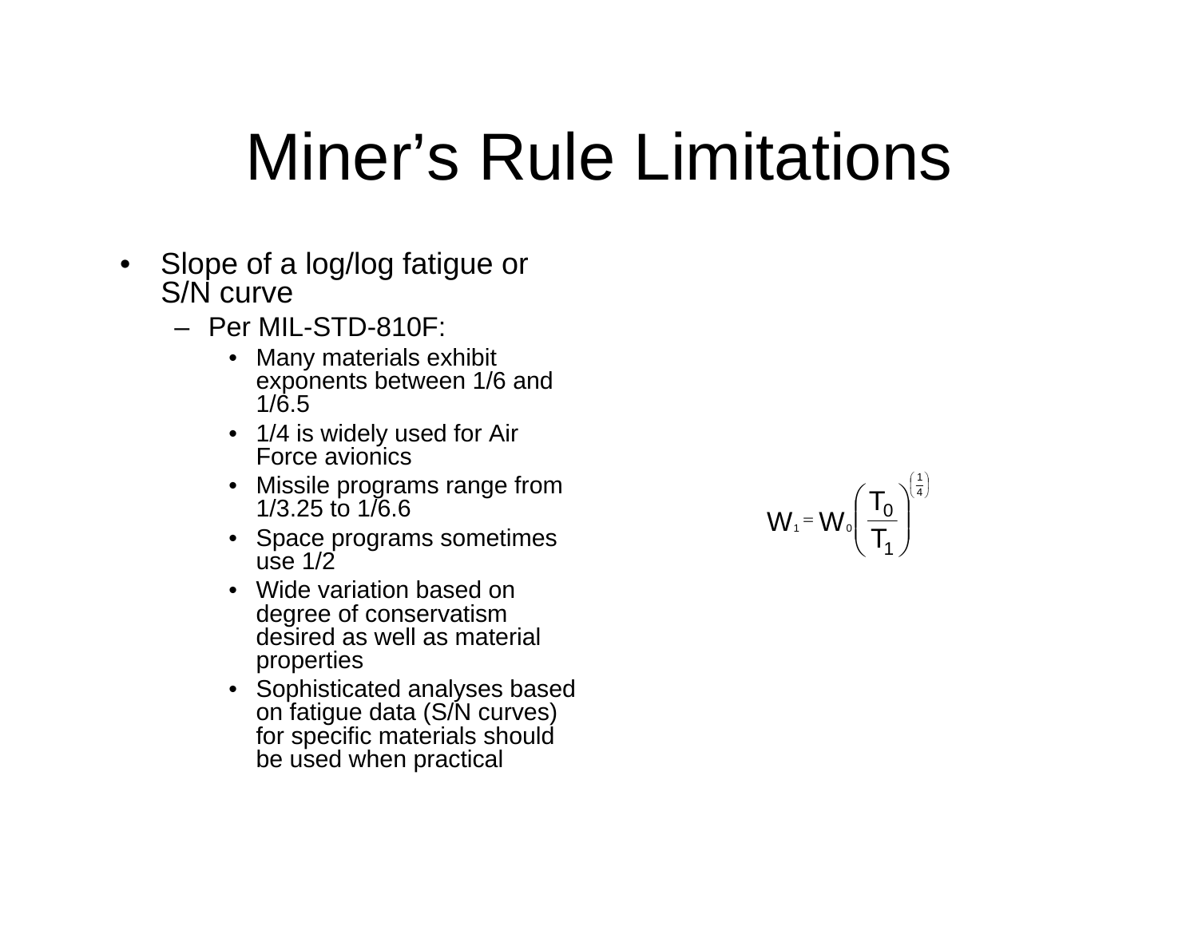# Miner's Rule Limitations

- Slope of a log/log fatigue or S/N curve
  - Per MIL-STD-810F:
    - Many materials exhibit exponents between 1/6 and 1/6.5
    - 1/4 is widely used for Air Force avionics
    - Missile programs range from 1/3.25 to 1/6.6
    - Space programs sometimes use 1/2
    - Wide variation based on degree of conservatism desired as well as material properties
    - Sophisticated analyses based on fatigue data (S/N curves) for specific materials should be used when practical

$$W_1 = W_0 \left( \frac{T_0}{T_1} \right)^{\left( \frac{1}{4} \right)}$$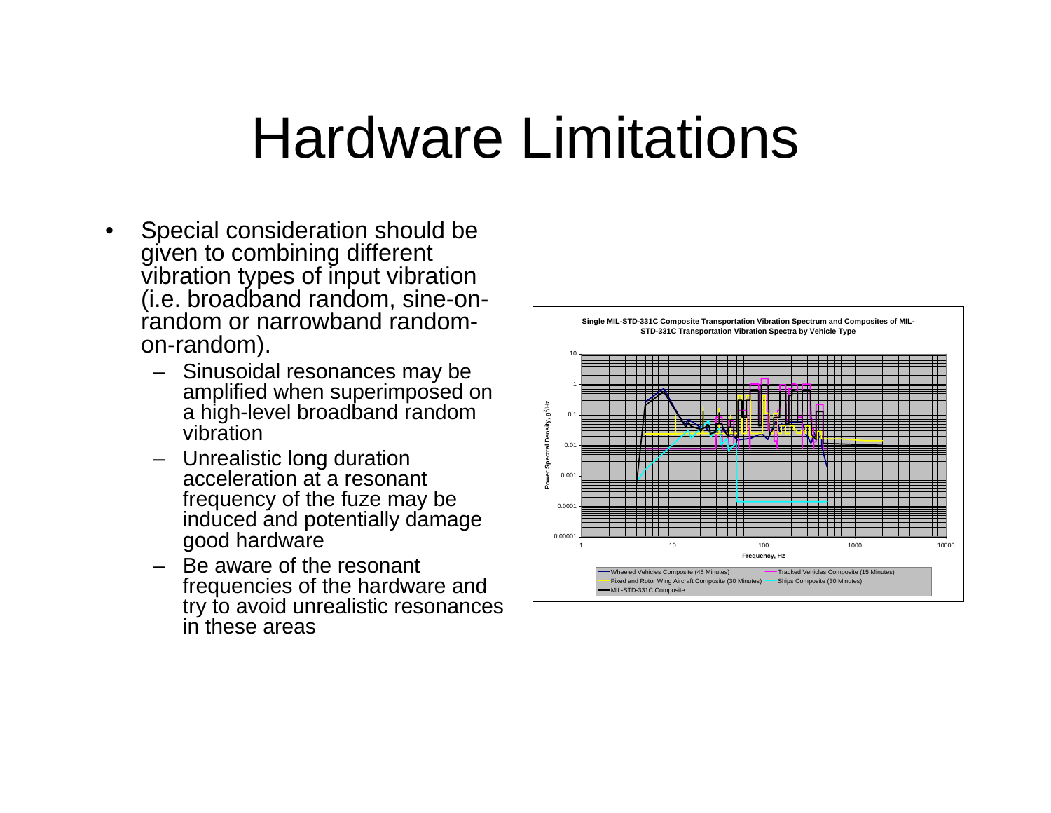# Hardware Limitations

- Special consideration should be given to combining different vibration types of input vibration (i.e. broadband random, sine-on-random or narrowband random-on-random).
  - Sinusoidal resonances may be amplified when superimposed on a high-level broadband random vibration
  - Unrealistic long duration acceleration at a resonant frequency of the fuze may be induced and potentially damage good hardware
  - Be aware of the resonant frequencies of the hardware and try to avoid unrealistic resonances in these areas

Single MIL-STD-331C Composite Transportation Vibration Spectrum and Composites of MIL-STD-331C Transportation Vibration Spectra by Vehicle Type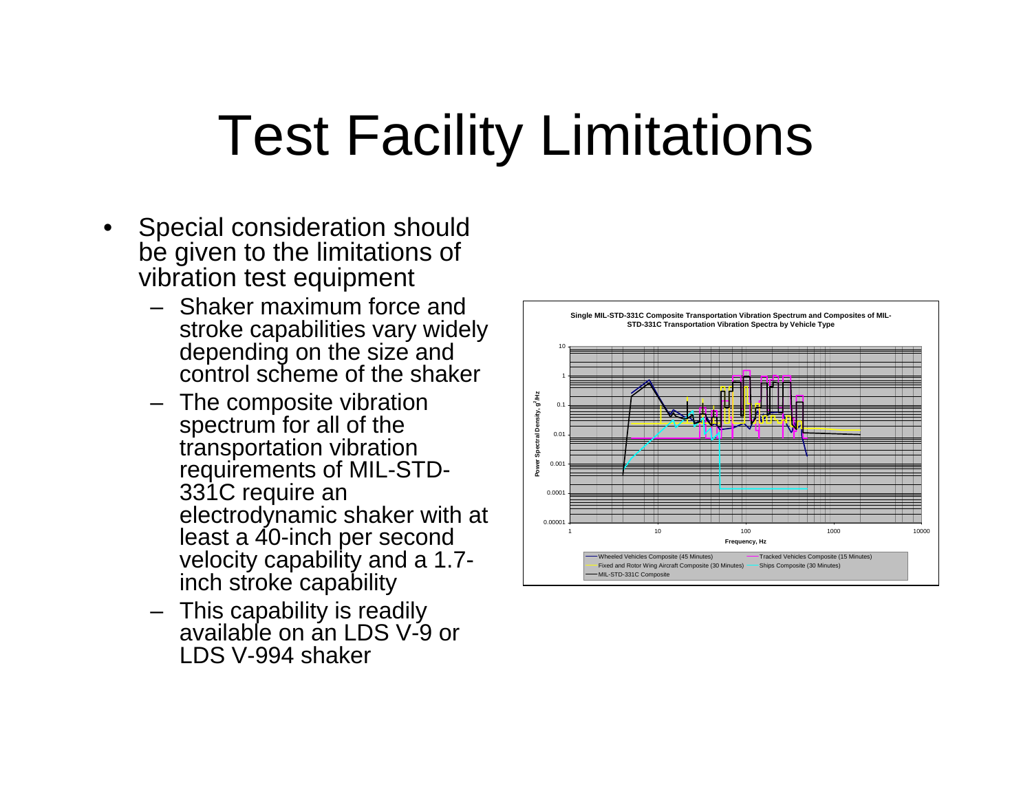# Test Facility Limitations

- Special consideration should be given to the limitations of vibration test equipment
  - Shaker maximum force and stroke capabilities vary widely depending on the size and control scheme of the shaker
  - The composite vibration spectrum for all of the transportation vibration requirements of MIL-STD-331C require an electrodynamic shaker with at least a 40-inch per second velocity capability and a 1.7-inch stroke capability
  - This capability is readily available on an LDS V-9 or LDS V-994 shaker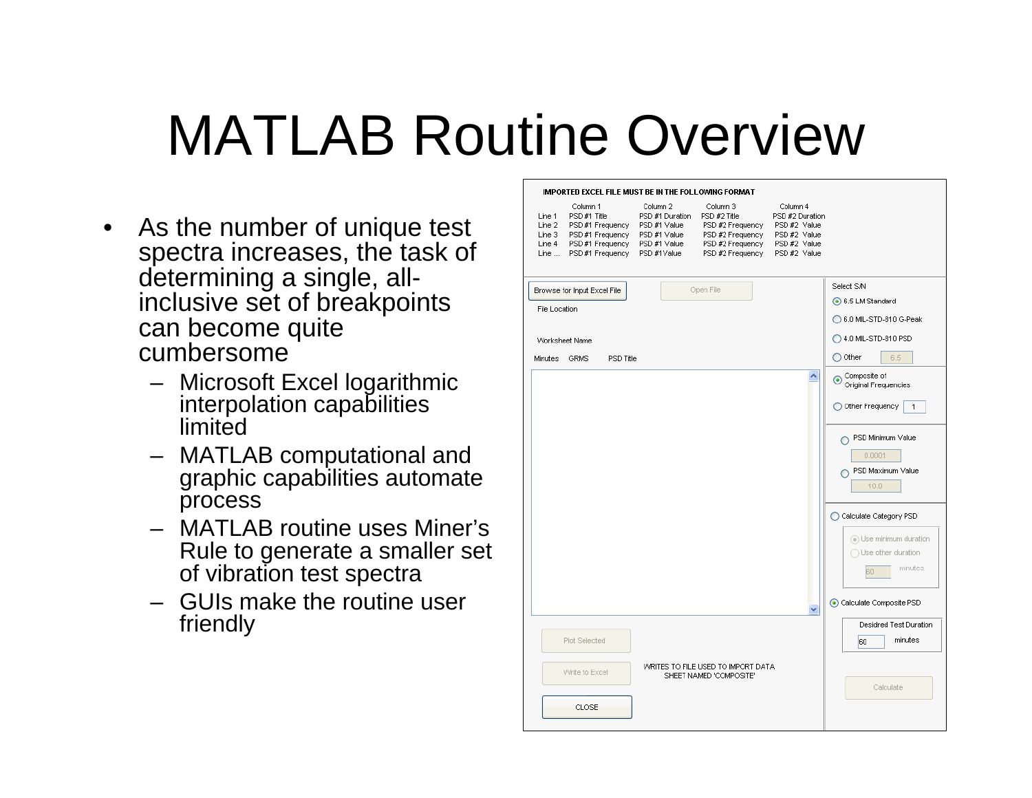# MATLAB Routine Overview

- As the number of unique test spectra increases, the task of determining a single, all-inclusive set of breakpoints can become quite cumbersome
  - Microsoft Excel logarithmic interpolation capabilities limited
  - MATLAB computational and graphic capabilities automate process
  - MATLAB routine uses Miner's Rule to generate a smaller set of vibration test spectra
  - GUIs make the routine user friendly

IMPORTED EXCEL FILE MUST BE IN THE FOLLOWING FORMAT

| | Column 1 | Column 2 | Column 3 | Column 4 |
|---|---|---|---|---|
| Line 1 | PSD #1 Title | PSD #1 Duration | PSD #2 Title | PSD #2 Duration |
| Line 2 | PSD #1 Frequency | PSD #1 Value | PSD #2 Frequency | PSD #2 Value |
| Line 3 | PSD #1 Frequency | PSD #1 Value | PSD #2 Frequency | PSD #2 Value |
| Line 4 | PSD #1 Frequency | PSD #1 Value | PSD #2 Frequency | PSD #2 Value |
| Line ... | PSD #1 Frequency | PSD #1 Value | PSD #2 Frequency | PSD #2 Value |

Browse for Input Excel File | Open File

File Location

Worksheet Name

Minutes GRMS PSD Title

Plot Selected

Write to Excel

WRITES TO FILE USED TO IMPORT DATA SHEET NAMED 'COMPOSITE'

CLOSE

Select S/N
- 6.5 LM Standard
- 6.0 MIL-STD-810 G-Peak
- 4.0 MIL-STD-810 PSD
- Other 6.5

- Composite of Original Frequencies
- Other Frequency 1

- PSD Minimum Value 0.0001
- PSD Maximum Value 10.0

- Calculate Category PSD
  - Use minimum duration
  - Use other duration 60 minutes

- Calculate Composite PSD

Desidred Test Duration 60 minutes

Calculate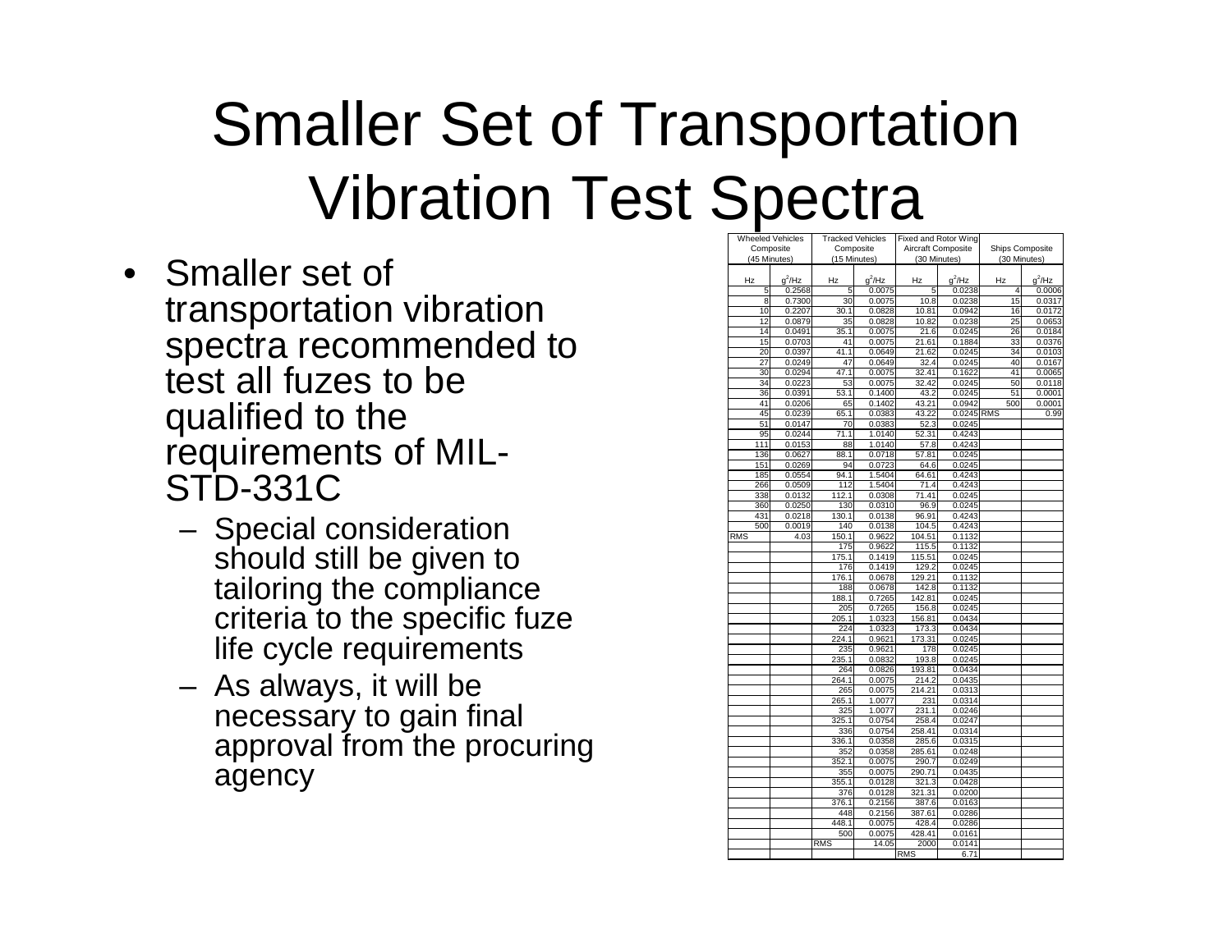# Smaller Set of Transportation Vibration Test Spectra

- Smaller set of transportation vibration spectra recommended to test all fuzes to be qualified to the requirements of MIL-STD-331C
  - Special consideration should still be given to tailoring the compliance criteria to the specific fuze life cycle requirements
  - As always, it will be necessary to gain final approval from the procuring agency

| Wheeled Vehicles Composite (45 Minutes) | | Tracked Vehicles Composite (15 Minutes) | | Fixed and Rotor Wing Aircraft Composite (30 Minutes) | | Ships Composite (30 Minutes) | |
|---|---|---|---|---|---|---|---|
| Hz | $g^2$/Hz | Hz | $g^2$/Hz | Hz | $g^2$/Hz | Hz | $g^2$/Hz |
| 5 | 0.2568 | 5 | 0.0075 | 5 | 0.0238 | 4 | 0.0006 |
| 8 | 0.7300 | 30 | 0.0075 | 10.8 | 0.0238 | 15 | 0.0317 |
| 10 | 0.2207 | 30.1 | 0.0828 | 10.81 | 0.0942 | 16 | 0.0172 |
| 12 | 0.0879 | 35 | 0.0828 | 10.82 | 0.0238 | 25 | 0.0653 |
| 14 | 0.0491 | 35.1 | 0.0075 | 21.6 | 0.0245 | 26 | 0.0184 |
| 15 | 0.0703 | 41 | 0.0075 | 21.61 | 0.1884 | 33 | 0.0376 |
| 20 | 0.0397 | 41.1 | 0.0649 | 21.62 | 0.0245 | 34 | 0.0103 |
| 27 | 0.0249 | 47 | 0.0649 | 32.4 | 0.0245 | 40 | 0.0167 |
| 30 | 0.0294 | 47.1 | 0.0075 | 32.41 | 0.1622 | 41 | 0.0065 |
| 34 | 0.0223 | 53 | 0.0075 | 32.42 | 0.0245 | 50 | 0.0118 |
| 36 | 0.0391 | 53.1 | 0.1400 | 43.2 | 0.0245 | 51 | 0.0001 |
| 41 | 0.0206 | 65 | 0.1402 | 43.21 | 0.0942 | 500 | 0.0001 |
| 45 | 0.0239 | 65.1 | 0.0383 | 43.22 | 0.0245 | RMS | 0.99 |
| 51 | 0.0147 | 70 | 0.0383 | 52.3 | 0.0245 | | |
| 95 | 0.0244 | 71.1 | 1.0140 | 52.31 | 0.4243 | | |
| 111 | 0.0153 | 88 | 1.0140 | 57.8 | 0.4243 | | |
| 136 | 0.0627 | 88.1 | 0.0718 | 57.81 | 0.0245 | | |
| 151 | 0.0269 | 94 | 0.0723 | 64.6 | 0.0245 | | |
| 185 | 0.0554 | 94.1 | 1.5404 | 64.61 | 0.4243 | | |
| 266 | 0.0509 | 112 | 1.5404 | 71.4 | 0.4243 | | |
| 338 | 0.0132 | 112.1 | 0.0308 | 71.41 | 0.0245 | | |
| 360 | 0.0250 | 130 | 0.0310 | 96.9 | 0.0245 | | |
| 431 | 0.0218 | 130.1 | 0.0138 | 96.91 | 0.4243 | | |
| 500 | 0.0019 | 140 | 0.0138 | 104.5 | 0.4243 | | |
| RMS | 4.03 | 150.1 | 0.9622 | 104.51 | 0.1132 | | |
| | | 175 | 0.9622 | 115.5 | 0.1132 | | |
| | | 175.1 | 0.1419 | 115.51 | 0.0245 | | |
| | | 176 | 0.1419 | 129.2 | 0.0245 | | |
| | | 176.1 | 0.0678 | 129.21 | 0.1132 | | |
| | | 188 | 0.0678 | 142.8 | 0.1132 | | |
| | | 188.1 | 0.7265 | 142.81 | 0.0245 | | |
| | | 205 | 0.7265 | 156.8 | 0.0245 | | |
| | | 205.1 | 1.0323 | 156.81 | 0.0434 | | |
| | | 224 | 1.0323 | 173.3 | 0.0434 | | |
| | | 224.1 | 0.9621 | 173.31 | 0.0245 | | |
| | | 235 | 0.9621 | 178 | 0.0245 | | |
| | | 235.1 | 0.0832 | 193.8 | 0.0245 | | |
| | | 264 | 0.0826 | 193.81 | 0.0434 | | |
| | | 264.1 | 0.0075 | 214.2 | 0.0435 | | |
| | | 265 | 0.0075 | 214.21 | 0.0313 | | |
| | | 265.1 | 1.0077 | 231 | 0.0314 | | |
| | | 325 | 1.0077 | 231.1 | 0.0246 | | |
| | | 325.1 | 0.0754 | 258.4 | 0.0247 | | |
| | | 336 | 0.0754 | 258.41 | 0.0314 | | |
| | | 336.1 | 0.0358 | 285.6 | 0.0315 | | |
| | | 352 | 0.0358 | 285.61 | 0.0248 | | |
| | | 352.1 | 0.0075 | 290.7 | 0.0249 | | |
| | | 355 | 0.0075 | 290.71 | 0.0435 | | |
| | | 355.1 | 0.0128 | 321.3 | 0.0428 | | |
| | | 376 | 0.0128 | 321.31 | 0.0200 | | |
| | | 376.1 | 0.2156 | 387.6 | 0.0163 | | |
| | | 448 | 0.2156 | 387.61 | 0.0286 | | |
| | | 448.1 | 0.0075 | 428.4 | 0.0286 | | |
| | | 500 | 0.0075 | 428.41 | 0.0161 | | |
| | | RMS | 14.05 | 2000 | 0.0141 | | |
| | | | | RMS | 6.71 | | |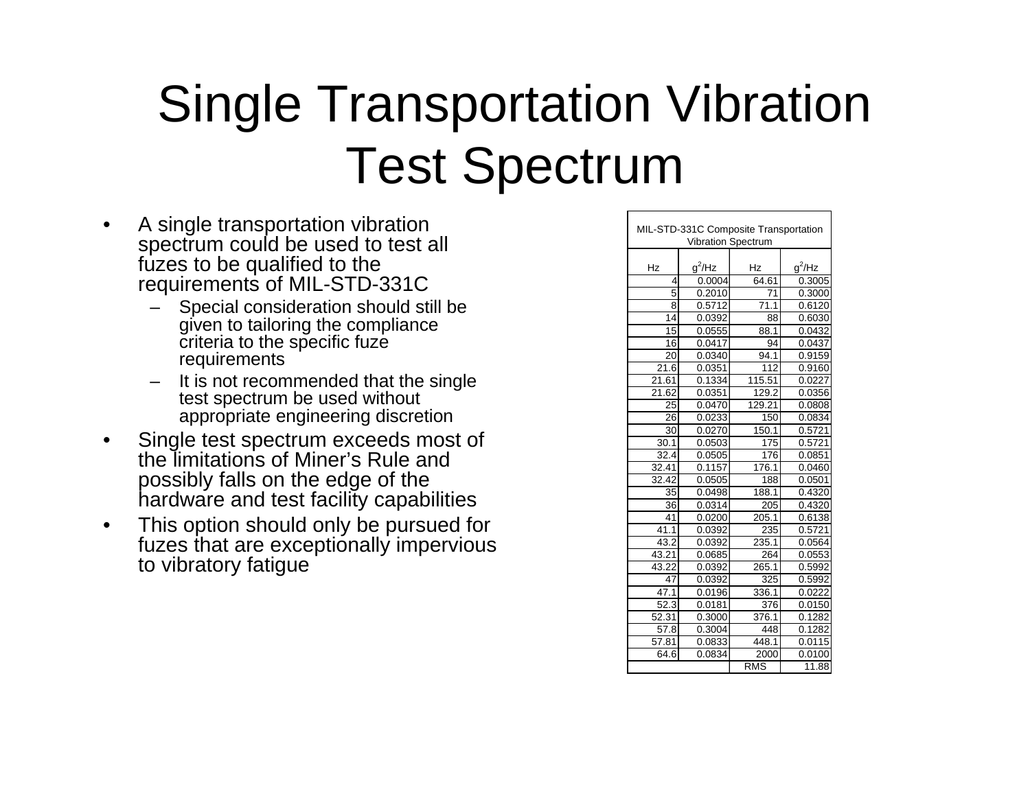# Single Transportation Vibration Test Spectrum

- A single transportation vibration spectrum could be used to test all fuzes to be qualified to the requirements of MIL-STD-331C
  - Special consideration should still be given to tailoring the compliance criteria to the specific fuze requirements
  - It is not recommended that the single test spectrum be used without appropriate engineering discretion
- Single test spectrum exceeds most of the limitations of Miner's Rule and possibly falls on the edge of the hardware and test facility capabilities
- This option should only be pursued for fuzes that are exceptionally impervious to vibratory fatigue

| MIL-STD-331C Composite Transportation Vibration Spectrum | | | |
|---|---|---|---|
| Hz | $g^2$/Hz | Hz | $g^2$/Hz |
| 4 | 0.0004 | 64.61 | 0.3005 |
| 5 | 0.2010 | 71 | 0.3000 |
| 8 | 0.5712 | 71.1 | 0.6120 |
| 14 | 0.0392 | 88 | 0.6030 |
| 15 | 0.0555 | 88.1 | 0.0432 |
| 16 | 0.0417 | 94 | 0.0437 |
| 20 | 0.0340 | 94.1 | 0.9159 |
| 21.6 | 0.0351 | 112 | 0.9160 |
| 21.61 | 0.1334 | 115.51 | 0.0227 |
| 21.62 | 0.0351 | 129.2 | 0.0356 |
| 25 | 0.0470 | 129.21 | 0.0808 |
| 26 | 0.0233 | 150 | 0.0834 |
| 30 | 0.0270 | 150.1 | 0.5721 |
| 30.1 | 0.0503 | 175 | 0.5721 |
| 32.4 | 0.0505 | 176 | 0.0851 |
| 32.41 | 0.1157 | 176.1 | 0.0460 |
| 32.42 | 0.0505 | 188 | 0.0501 |
| 35 | 0.0498 | 188.1 | 0.4320 |
| 36 | 0.0314 | 205 | 0.4320 |
| 41 | 0.0200 | 205.1 | 0.6138 |
| 41.1 | 0.0392 | 235 | 0.5721 |
| 43.2 | 0.0392 | 235.1 | 0.0564 |
| 43.21 | 0.0685 | 264 | 0.0553 |
| 43.22 | 0.0392 | 265.1 | 0.5992 |
| 47 | 0.0392 | 325 | 0.5992 |
| 47.1 | 0.0196 | 336.1 | 0.0222 |
| 52.3 | 0.0181 | 376 | 0.0150 |
| 52.31 | 0.3000 | 376.1 | 0.1282 |
| 57.8 | 0.3004 | 448 | 0.1282 |
| 57.81 | 0.0833 | 448.1 | 0.0115 |
| 64.6 | 0.0834 | 2000 | 0.0100 |
| | | RMS | 11.88 |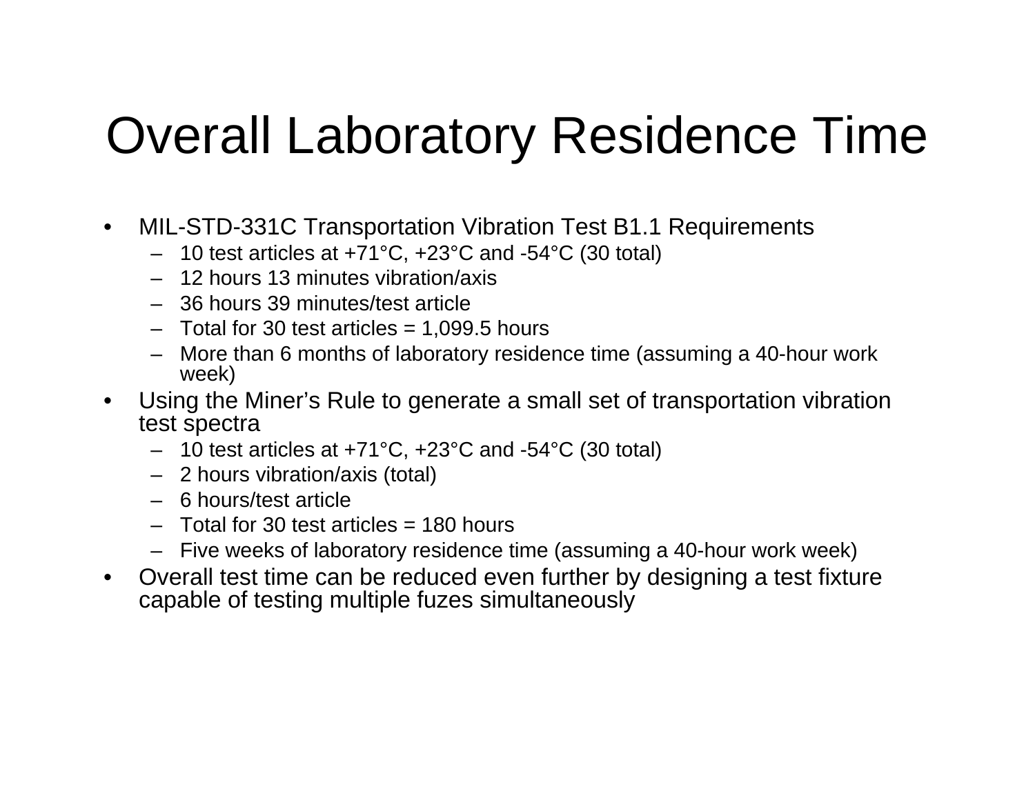# Overall Laboratory Residence Time

- MIL-STD-331C Transportation Vibration Test B1.1 Requirements
  - 10 test articles at +71°C, +23°C and -54°C (30 total)
  - 12 hours 13 minutes vibration/axis
  - 36 hours 39 minutes/test article
  - Total for 30 test articles = 1,099.5 hours
  - More than 6 months of laboratory residence time (assuming a 40-hour work week)
- Using the Miner's Rule to generate a small set of transportation vibration test spectra
  - 10 test articles at +71°C, +23°C and -54°C (30 total)
  - 2 hours vibration/axis (total)
  - 6 hours/test article
  - Total for 30 test articles = 180 hours
  - Five weeks of laboratory residence time (assuming a 40-hour work week)
- Overall test time can be reduced even further by designing a test fixture capable of testing multiple fuzes simultaneously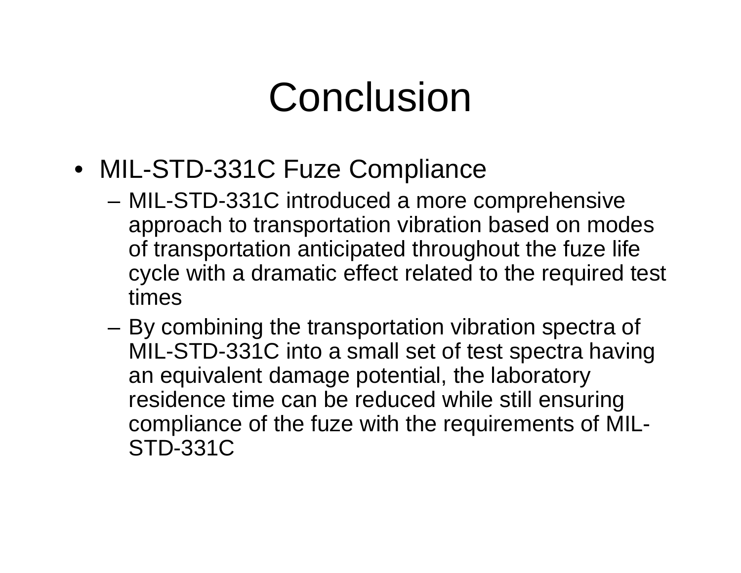# Conclusion

- MIL-STD-331C Fuze Compliance
  - MIL-STD-331C introduced a more comprehensive approach to transportation vibration based on modes of transportation anticipated throughout the fuze life cycle with a dramatic effect related to the required test times
  - By combining the transportation vibration spectra of MIL-STD-331C into a small set of test spectra having an equivalent damage potential, the laboratory residence time can be reduced while still ensuring compliance of the fuze with the requirements of MIL-STD-331C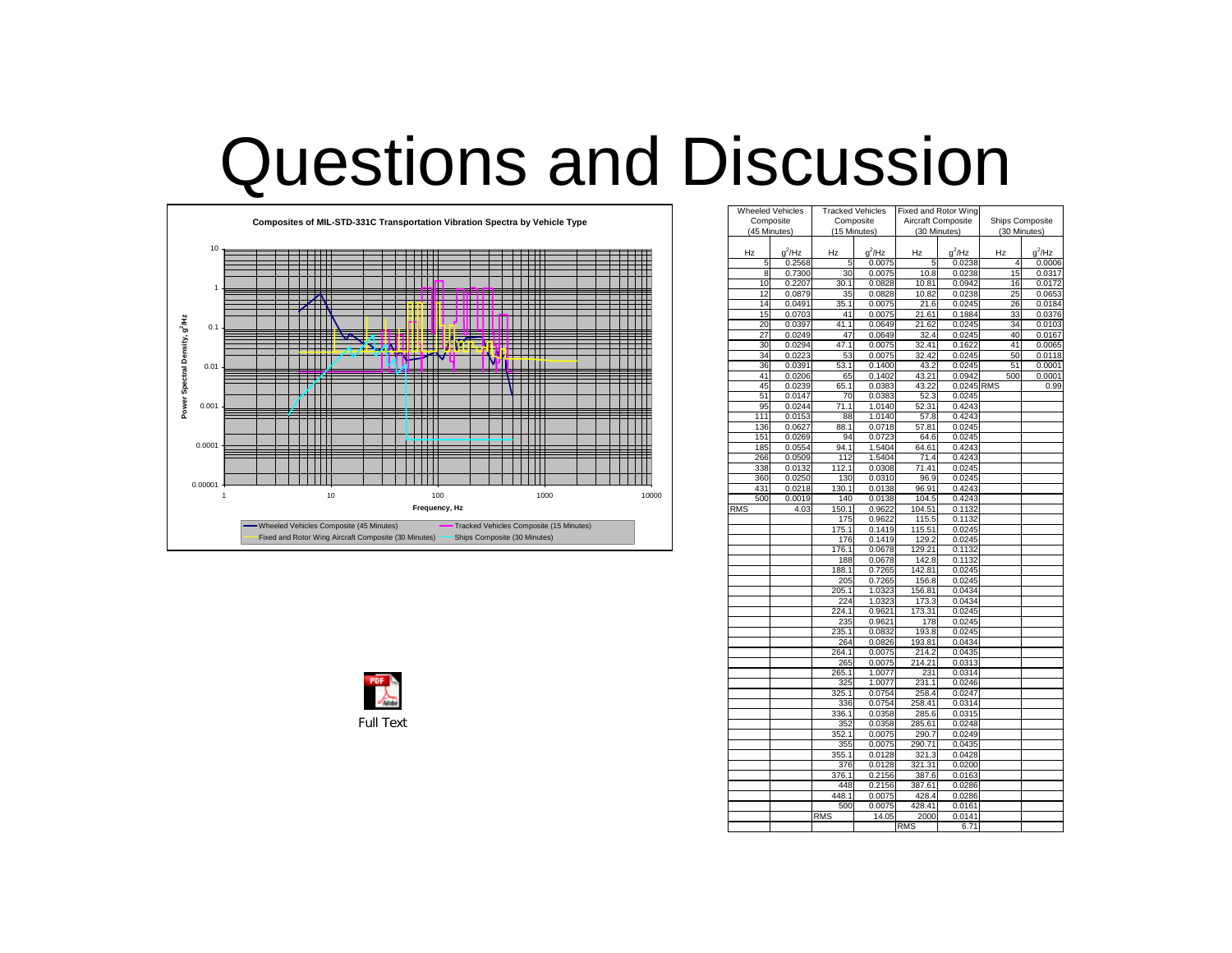# Questions and Discussion

Composites of MIL-STD-331C Transportation Vibration Spectra by Vehicle Type

Power Spectral Density, $g^2/Hz$

10
1
0.1
0.01
0.001
0.0001
0.00001

1
10
100
1000
10000

Frequency, Hz

Wheeled Vehicles Composite (45 Minutes)
Tracked Vehicles Composite (15 Minutes)
Fixed and Rotor Wing Aircraft Composite (30 Minutes)
Ships Composite (30 Minutes)

| Wheeled Vehicles Composite (45 Minutes) | | Tracked Vehicles Composite (15 Minutes) | | Fixed and Rotor Wing Aircraft Composite (30 Minutes) | | Ships Composite (30 Minutes) | |
|---|---|---|---|---|---|---|---|
| Hz | $g^2/Hz$ | Hz | $g^2/Hz$ | Hz | $g^2/Hz$ | Hz | $g^2/Hz$ |
| 5 | 0.2568 | 5 | 0.0075 | 5 | 0.0238 | 4 | 0.0006 |
| 8 | 0.7300 | 30 | 0.0075 | 10.8 | 0.0238 | 15 | 0.0317 |
| 10 | 0.2207 | 30.1 | 0.0828 | 10.81 | 0.0942 | 16 | 0.0172 |
| 12 | 0.0879 | 35 | 0.0828 | 10.82 | 0.0238 | 25 | 0.0653 |
| 14 | 0.0491 | 35.1 | 0.0075 | 21.6 | 0.0245 | 26 | 0.0184 |
| 15 | 0.0703 | 41 | 0.0075 | 21.61 | 0.1884 | 33 | 0.0376 |
| 20 | 0.0397 | 41.1 | 0.0649 | 21.62 | 0.0245 | 34 | 0.0103 |
| 27 | 0.0249 | 47 | 0.0649 | 32.4 | 0.0245 | 40 | 0.0167 |
| 30 | 0.0294 | 47.1 | 0.0075 | 32.41 | 0.1622 | 41 | 0.0065 |
| 34 | 0.0223 | 53 | 0.0075 | 32.42 | 0.0245 | 50 | 0.0118 |
| 36 | 0.0391 | 53.1 | 0.1400 | 43.2 | 0.0245 | 51 | 0.0001 |
| 41 | 0.0206 | 65 | 0.1402 | 43.21 | 0.0942 | 500 | 0.0001 |
| 45 | 0.0239 | 65.1 | 0.0383 | 43.22 | 0.0245 | RMS | 0.99 |
| 51 | 0.0147 | 70 | 0.0383 | 52.3 | 0.0245 | | |
| 95 | 0.0244 | 71.1 | 1.0140 | 52.31 | 0.4243 | | |
| 111 | 0.0153 | 88 | 1.0140 | 57.8 | 0.4243 | | |
| 136 | 0.0627 | 88.1 | 0.0718 | 57.81 | 0.0245 | | |
| 151 | 0.0269 | 94 | 0.0723 | 64.6 | 0.0245 | | |
| 185 | 0.0554 | 94.1 | 1.5404 | 64.61 | 0.4243 | | |
| 266 | 0.0509 | 112 | 1.5404 | 71.4 | 0.4243 | | |
| 338 | 0.0132 | 112.1 | 0.0308 | 71.41 | 0.0245 | | |
| 360 | 0.0250 | 130 | 0.0310 | 96.9 | 0.0245 | | |
| 431 | 0.0218 | 130.1 | 0.0138 | 96.91 | 0.4243 | | |
| 500 | 0.0019 | 140 | 0.0138 | 104.5 | 0.4243 | | |
| RMS | 4.03 | 150.1 | 0.9622 | 104.51 | 0.1132 | | |
| | | 175 | 0.9622 | 115.5 | 0.1132 | | |
| | | 175.1 | 0.1419 | 115.51 | 0.0245 | | |
| | | 176 | 0.1419 | 129.2 | 0.0245 | | |
| | | 176.1 | 0.0678 | 129.21 | 0.1132 | | |
| | | 188 | 0.0678 | 142.8 | 0.1132 | | |
| | | 188.1 | 0.7265 | 142.81 | 0.0245 | | |
| | | 205 | 0.7265 | 156.8 | 0.0245 | | |
| | | 205.1 | 1.0323 | 156.81 | 0.0434 | | |
| | | 224 | 1.0323 | 173.3 | 0.0434 | | |
| | | 224.1 | 0.9621 | 173.31 | 0.0245 | | |
| | | 235 | 0.9621 | 178 | 0.0245 | | |
| | | 235.1 | 0.0832 | 193.8 | 0.0245 | | |
| | | 264 | 0.0826 | 193.81 | 0.0434 | | |
| | | 264.1 | 0.0075 | 214.2 | 0.0435 | | |
| | | 265 | 0.0075 | 214.21 | 0.0313 | | |
| | | 265.1 | 1.0077 | 231 | 0.0314 | | |
| | | 325 | 1.0077 | 231.1 | 0.0246 | | |
| | | 325.1 | 0.0754 | 258.4 | 0.0247 | | |
| | | 336 | 0.0754 | 258.41 | 0.0314 | | |
| | | 336.1 | 0.0358 | 285.6 | 0.0315 | | |
| | | 352 | 0.0358 | 285.61 | 0.0248 | | |
| | | 352.1 | 0.0075 | 290.7 | 0.0249 | | |
| | | 355 | 0.0075 | 290.71 | 0.0435 | | |
| | | 355.1 | 0.0128 | 321.3 | 0.0428 | | |
| | | 376 | 0.0128 | 321.31 | 0.0200 | | |
| | | 376.1 | 0.2156 | 387.6 | 0.0163 | | |
| | | 448 | 0.2156 | 387.61 | 0.0286 | | |
| | | 448.1 | 0.0075 | 428.4 | 0.0286 | | |
| | | 500 | 0.0075 | 428.41 | 0.0161 | | |
| | | RMS | 14.05 | 2000 | 0.0141 | | |
| | | | | RMS | 6.71 | | |

Full Text